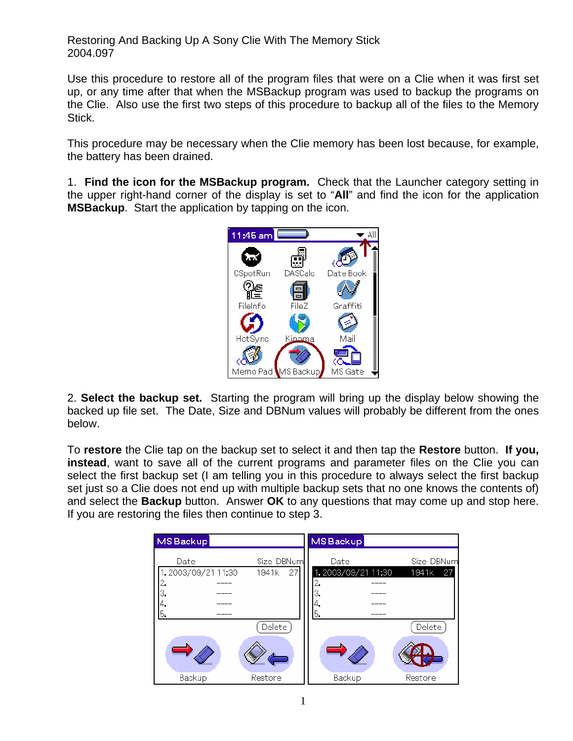Restoring And Backing Up A Sony Clie With The Memory Stick
2004.097

Use this procedure to restore all of the program files that were on a Clie when it was first set up, or any time after that when the MSBackup program was used to backup the programs on the Clie. Also use the first two steps of this procedure to backup all of the files to the Memory Stick.

This procedure may be necessary when the Clie memory has been lost because, for example, the battery has been drained.

1. **Find the icon for the MSBackup program.** Check that the Launcher category setting in the upper right-hand corner of the display is set to "**All**" and find the icon for the application **MSBackup**. Start the application by tapping on the icon.

2. **Select the backup set.** Starting the program will bring up the display below showing the backed up file set. The Date, Size and DBNum values will probably be different from the ones below.

To **restore** the Clie tap on the backup set to select it and then tap the **Restore** button. **If you, instead**, want to save all of the current programs and parameter files on the Clie you can select the first backup set (I am telling you in this procedure to always select the first backup set just so a Clie does not end up with multiple backup sets that no one knows the contents of) and select the **Backup** button. Answer **OK** to any questions that may come up and stop here. If you are restoring the files then continue to step 3.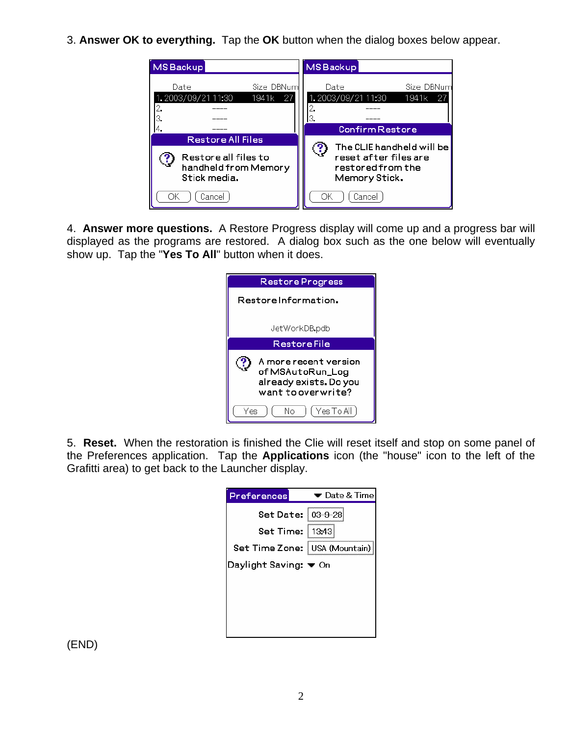3. **Answer OK to everything.** Tap the **OK** button when the dialog boxes below appear.

4. **Answer more questions.** A Restore Progress display will come up and a progress bar will displayed as the programs are restored. A dialog box such as the one below will eventually show up. Tap the "**Yes To All**" button when it does.

5. **Reset.** When the restoration is finished the Clie will reset itself and stop on some panel of the Preferences application. Tap the **Applications** icon (the "house" icon to the left of the Grafitti area) to get back to the Launcher display.

(END)